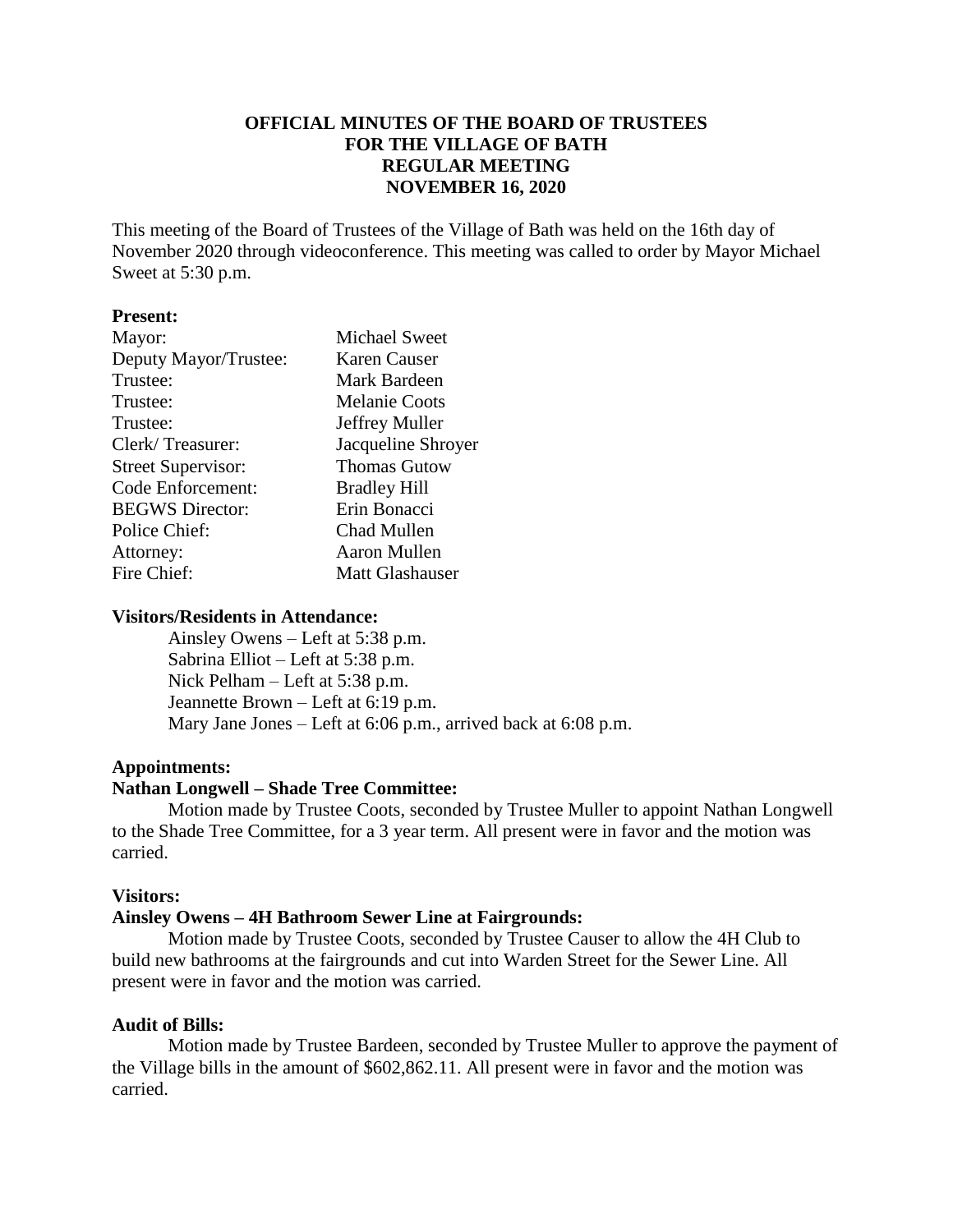# OFFICIAL MINUTES OF THE BOARD OF TRUSTEES FOR THE VILLAGE OF BATH REGULAR MEETING NOVEMBER 16, 2020

This meeting of the Board of Trustees of the Village of Bath was held on the 16th day of November 2020 through videoconference. This meeting was called to order by Mayor Michael Sweet at 5:30 p.m.

**Present:**

| | |
|---|---|
| Mayor: | Michael Sweet |
| Deputy Mayor/Trustee: | Karen Causer |
| Trustee: | Mark Bardeen |
| Trustee: | Melanie Coots |
| Trustee: | Jeffrey Muller |
| Clerk/ Treasurer: | Jacqueline Shroyer |
| Street Supervisor: | Thomas Gutow |
| Code Enforcement: | Bradley Hill |
| BEGWS Director: | Erin Bonacci |
| Police Chief: | Chad Mullen |
| Attorney: | Aaron Mullen |
| Fire Chief: | Matt Glashauser |

**Visitors/Residents in Attendance:**

Ainsley Owens – Left at 5:38 p.m.
Sabrina Elliot – Left at 5:38 p.m.
Nick Pelham – Left at 5:38 p.m.
Jeannette Brown – Left at 6:19 p.m.
Mary Jane Jones – Left at 6:06 p.m., arrived back at 6:08 p.m.

**Appointments:**

**Nathan Longwell – Shade Tree Committee:**

Motion made by Trustee Coots, seconded by Trustee Muller to appoint Nathan Longwell to the Shade Tree Committee, for a 3 year term. All present were in favor and the motion was carried.

**Visitors:**

**Ainsley Owens – 4H Bathroom Sewer Line at Fairgrounds:**

Motion made by Trustee Coots, seconded by Trustee Causer to allow the 4H Club to build new bathrooms at the fairgrounds and cut into Warden Street for the Sewer Line. All present were in favor and the motion was carried.

**Audit of Bills:**

Motion made by Trustee Bardeen, seconded by Trustee Muller to approve the payment of the Village bills in the amount of $602,862.11. All present were in favor and the motion was carried.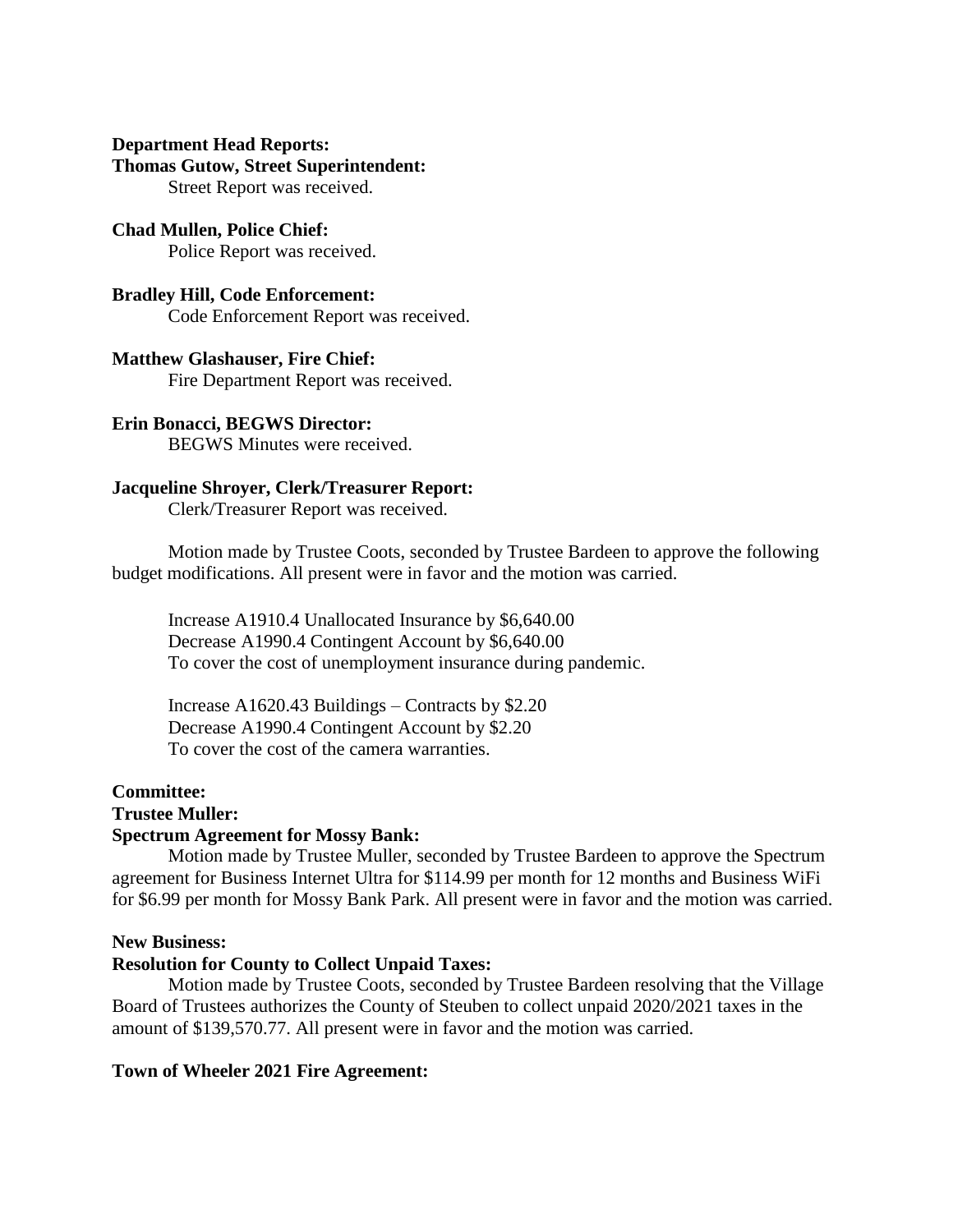**Department Head Reports:**

**Thomas Gutow, Street Superintendent:**

Street Report was received.

**Chad Mullen, Police Chief:**

Police Report was received.

**Bradley Hill, Code Enforcement:**

Code Enforcement Report was received.

**Matthew Glashauser, Fire Chief:**

Fire Department Report was received.

**Erin Bonacci, BEGWS Director:**

BEGWS Minutes were received.

**Jacqueline Shroyer, Clerk/Treasurer Report:**

Clerk/Treasurer Report was received.

Motion made by Trustee Coots, seconded by Trustee Bardeen to approve the following budget modifications. All present were in favor and the motion was carried.

Increase A1910.4 Unallocated Insurance by $6,640.00
Decrease A1990.4 Contingent Account by $6,640.00
To cover the cost of unemployment insurance during pandemic.

Increase A1620.43 Buildings – Contracts by $2.20
Decrease A1990.4 Contingent Account by $2.20
To cover the cost of the camera warranties.

**Committee:**

**Trustee Muller:**

**Spectrum Agreement for Mossy Bank:**

Motion made by Trustee Muller, seconded by Trustee Bardeen to approve the Spectrum agreement for Business Internet Ultra for $114.99 per month for 12 months and Business WiFi for $6.99 per month for Mossy Bank Park. All present were in favor and the motion was carried.

**New Business:**

**Resolution for County to Collect Unpaid Taxes:**

Motion made by Trustee Coots, seconded by Trustee Bardeen resolving that the Village Board of Trustees authorizes the County of Steuben to collect unpaid 2020/2021 taxes in the amount of $139,570.77. All present were in favor and the motion was carried.

**Town of Wheeler 2021 Fire Agreement:**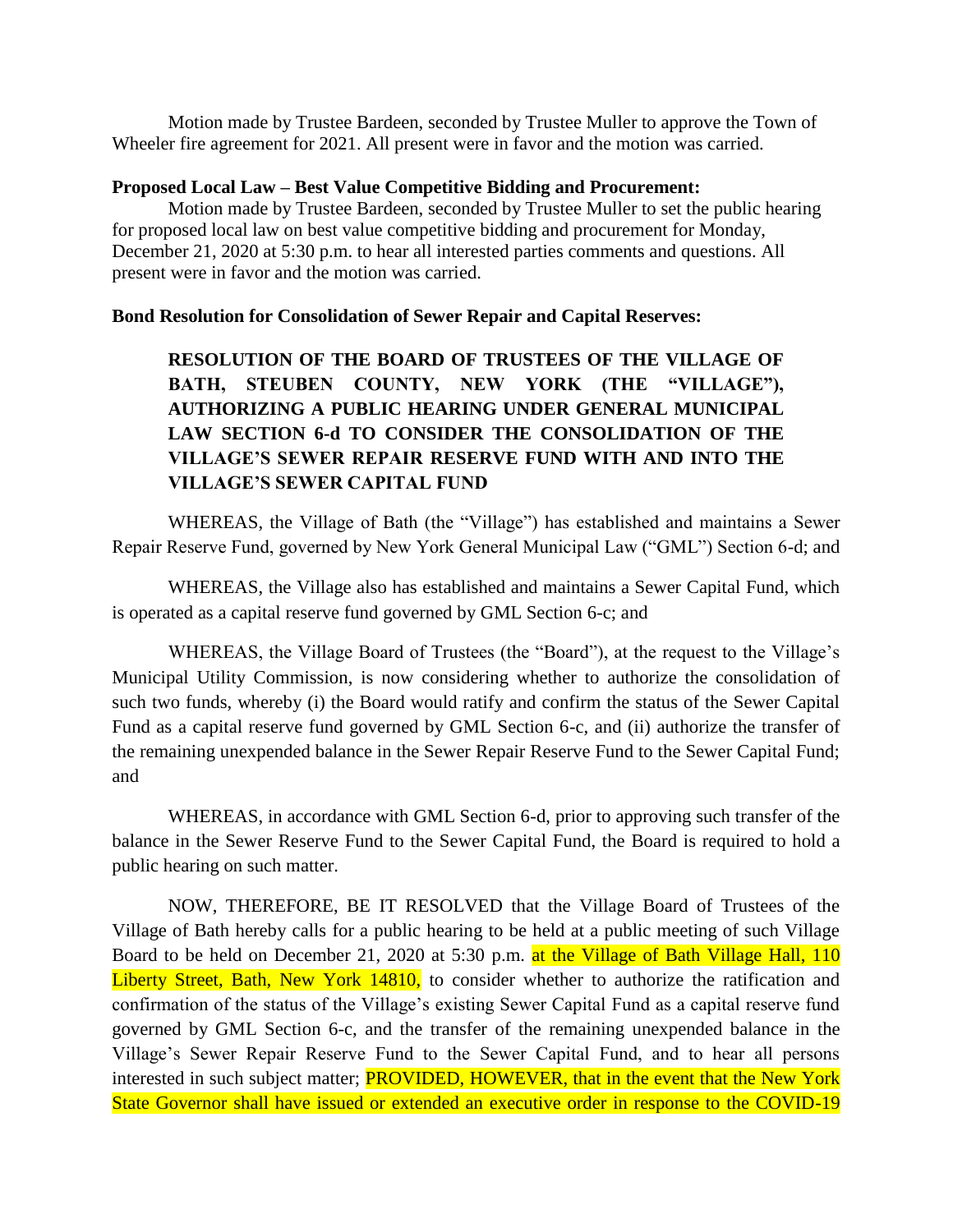Motion made by Trustee Bardeen, seconded by Trustee Muller to approve the Town of Wheeler fire agreement for 2021. All present were in favor and the motion was carried.

**Proposed Local Law – Best Value Competitive Bidding and Procurement:**

Motion made by Trustee Bardeen, seconded by Trustee Muller to set the public hearing for proposed local law on best value competitive bidding and procurement for Monday, December 21, 2020 at 5:30 p.m. to hear all interested parties comments and questions. All present were in favor and the motion was carried.

**Bond Resolution for Consolidation of Sewer Repair and Capital Reserves:**

**RESOLUTION OF THE BOARD OF TRUSTEES OF THE VILLAGE OF BATH, STEUBEN COUNTY, NEW YORK (THE "VILLAGE"), AUTHORIZING A PUBLIC HEARING UNDER GENERAL MUNICIPAL LAW SECTION 6-d TO CONSIDER THE CONSOLIDATION OF THE VILLAGE'S SEWER REPAIR RESERVE FUND WITH AND INTO THE VILLAGE'S SEWER CAPITAL FUND**

WHEREAS, the Village of Bath (the "Village") has established and maintains a Sewer Repair Reserve Fund, governed by New York General Municipal Law ("GML") Section 6-d; and

WHEREAS, the Village also has established and maintains a Sewer Capital Fund, which is operated as a capital reserve fund governed by GML Section 6-c; and

WHEREAS, the Village Board of Trustees (the "Board"), at the request to the Village's Municipal Utility Commission, is now considering whether to authorize the consolidation of such two funds, whereby (i) the Board would ratify and confirm the status of the Sewer Capital Fund as a capital reserve fund governed by GML Section 6-c, and (ii) authorize the transfer of the remaining unexpended balance in the Sewer Repair Reserve Fund to the Sewer Capital Fund; and

WHEREAS, in accordance with GML Section 6-d, prior to approving such transfer of the balance in the Sewer Reserve Fund to the Sewer Capital Fund, the Board is required to hold a public hearing on such matter.

NOW, THEREFORE, BE IT RESOLVED that the Village Board of Trustees of the Village of Bath hereby calls for a public hearing to be held at a public meeting of such Village Board to be held on December 21, 2020 at 5:30 p.m. at the Village of Bath Village Hall, 110 Liberty Street, Bath, New York 14810, to consider whether to authorize the ratification and confirmation of the status of the Village's existing Sewer Capital Fund as a capital reserve fund governed by GML Section 6-c, and the transfer of the remaining unexpended balance in the Village's Sewer Repair Reserve Fund to the Sewer Capital Fund, and to hear all persons interested in such subject matter; PROVIDED, HOWEVER, that in the event that the New York State Governor shall have issued or extended an executive order in response to the COVID-19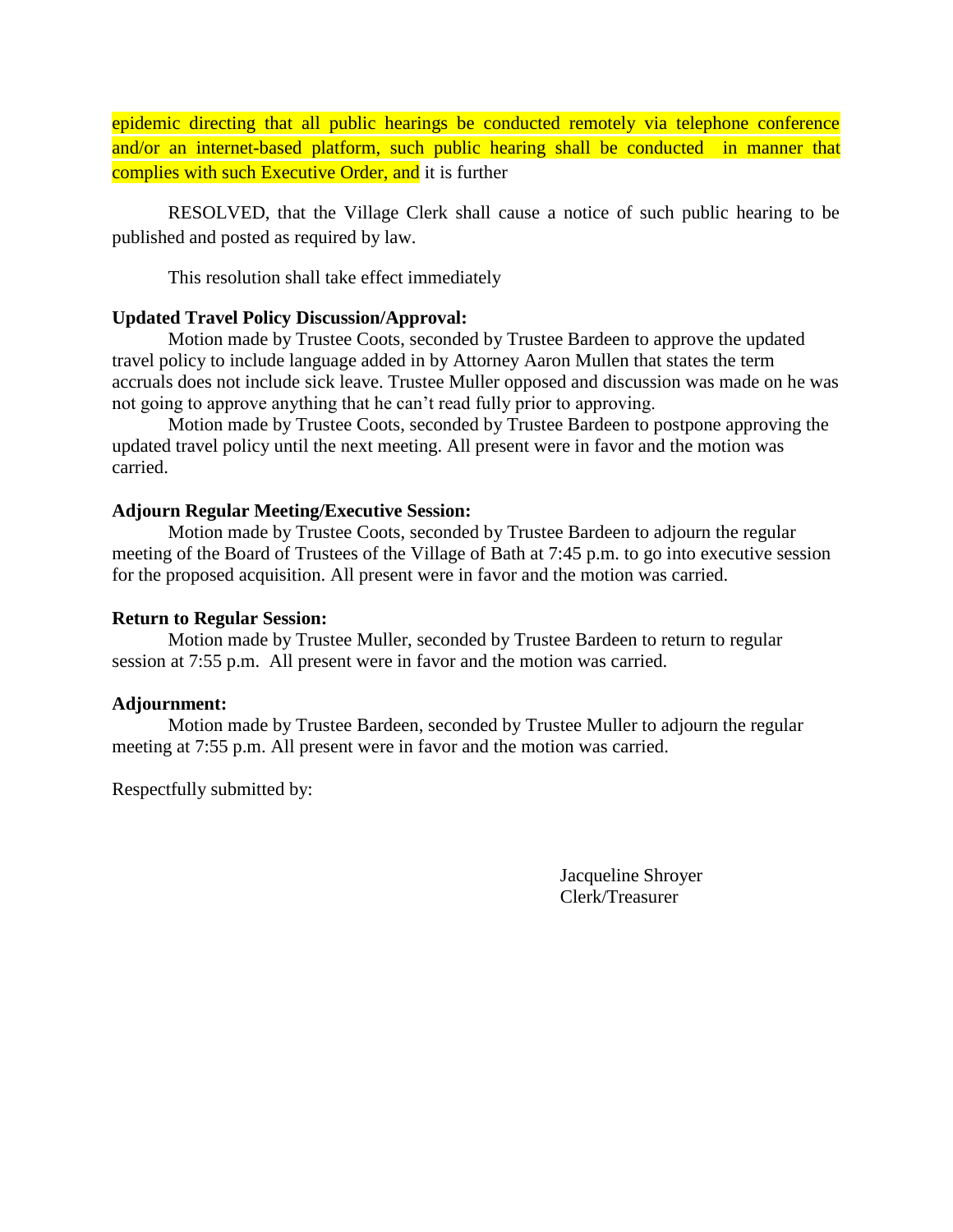epidemic directing that all public hearings be conducted remotely via telephone conference and/or an internet-based platform, such public hearing shall be conducted in manner that complies with such Executive Order, and it is further

RESOLVED, that the Village Clerk shall cause a notice of such public hearing to be published and posted as required by law.

This resolution shall take effect immediately

**Updated Travel Policy Discussion/Approval:**

Motion made by Trustee Coots, seconded by Trustee Bardeen to approve the updated travel policy to include language added in by Attorney Aaron Mullen that states the term accruals does not include sick leave. Trustee Muller opposed and discussion was made on he was not going to approve anything that he can't read fully prior to approving.

Motion made by Trustee Coots, seconded by Trustee Bardeen to postpone approving the updated travel policy until the next meeting. All present were in favor and the motion was carried.

**Adjourn Regular Meeting/Executive Session:**

Motion made by Trustee Coots, seconded by Trustee Bardeen to adjourn the regular meeting of the Board of Trustees of the Village of Bath at 7:45 p.m. to go into executive session for the proposed acquisition. All present were in favor and the motion was carried.

**Return to Regular Session:**

Motion made by Trustee Muller, seconded by Trustee Bardeen to return to regular session at 7:55 p.m. All present were in favor and the motion was carried.

**Adjournment:**

Motion made by Trustee Bardeen, seconded by Trustee Muller to adjourn the regular meeting at 7:55 p.m. All present were in favor and the motion was carried.

Respectfully submitted by:

Jacqueline Shroyer
Clerk/Treasurer